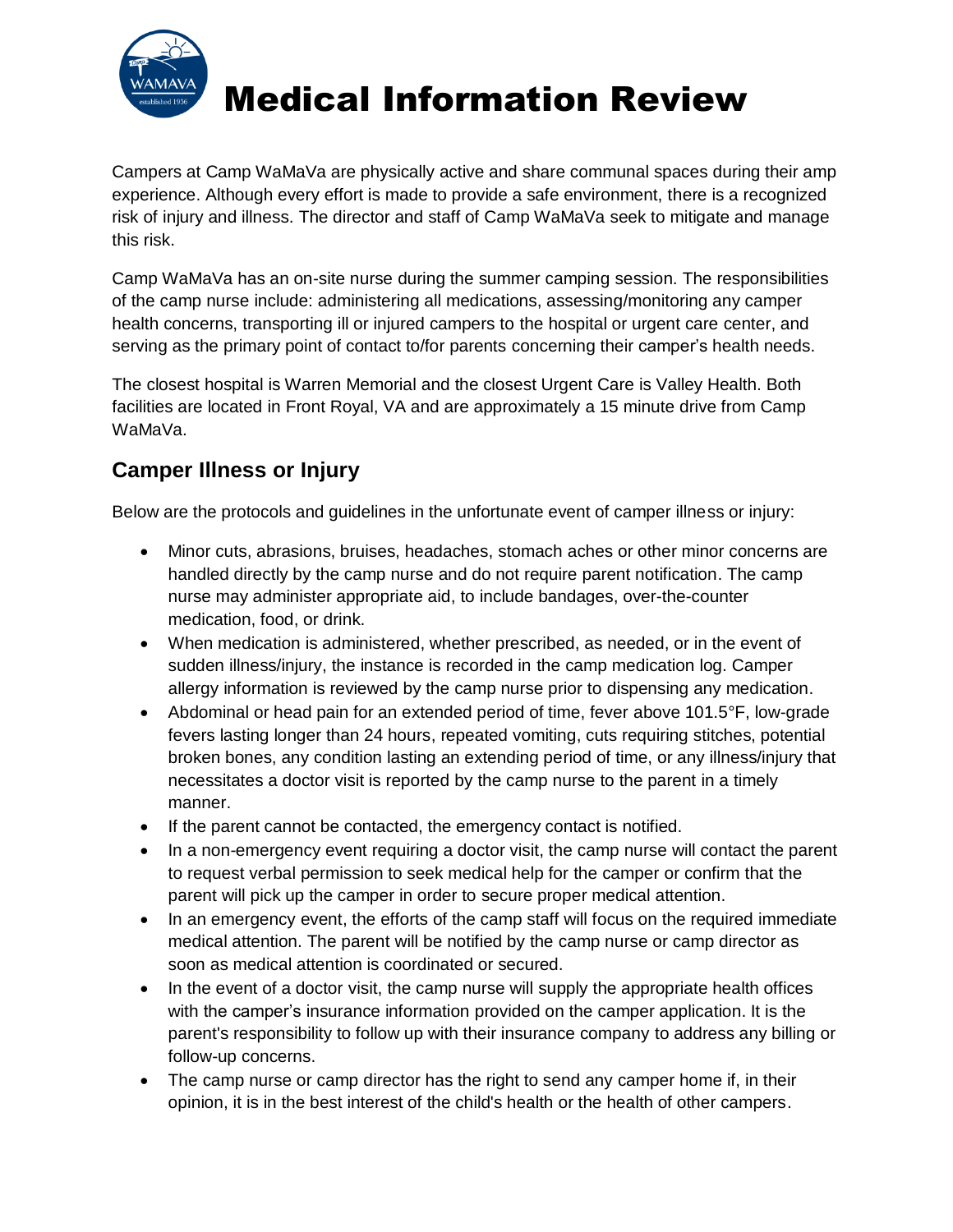# Medical Information Review

Campers at Camp WaMaVa are physically active and share communal spaces during their amp experience. Although every effort is made to provide a safe environment, there is a recognized risk of injury and illness. The director and staff of Camp WaMaVa seek to mitigate and manage this risk.

Camp WaMaVa has an on-site nurse during the summer camping session. The responsibilities of the camp nurse include: administering all medications, assessing/monitoring any camper health concerns, transporting ill or injured campers to the hospital or urgent care center, and serving as the primary point of contact to/for parents concerning their camper's health needs.

The closest hospital is Warren Memorial and the closest Urgent Care is Valley Health. Both facilities are located in Front Royal, VA and are approximately a 15 minute drive from Camp WaMaVa.

## Camper Illness or Injury

Below are the protocols and guidelines in the unfortunate event of camper illness or injury:

- Minor cuts, abrasions, bruises, headaches, stomach aches or other minor concerns are handled directly by the camp nurse and do not require parent notification. The camp nurse may administer appropriate aid, to include bandages, over-the-counter medication, food, or drink.
- When medication is administered, whether prescribed, as needed, or in the event of sudden illness/injury, the instance is recorded in the camp medication log. Camper allergy information is reviewed by the camp nurse prior to dispensing any medication.
- Abdominal or head pain for an extended period of time, fever above 101.5°F, low-grade fevers lasting longer than 24 hours, repeated vomiting, cuts requiring stitches, potential broken bones, any condition lasting an extending period of time, or any illness/injury that necessitates a doctor visit is reported by the camp nurse to the parent in a timely manner.
- If the parent cannot be contacted, the emergency contact is notified.
- In a non-emergency event requiring a doctor visit, the camp nurse will contact the parent to request verbal permission to seek medical help for the camper or confirm that the parent will pick up the camper in order to secure proper medical attention.
- In an emergency event, the efforts of the camp staff will focus on the required immediate medical attention. The parent will be notified by the camp nurse or camp director as soon as medical attention is coordinated or secured.
- In the event of a doctor visit, the camp nurse will supply the appropriate health offices with the camper's insurance information provided on the camper application. It is the parent's responsibility to follow up with their insurance company to address any billing or follow-up concerns.
- The camp nurse or camp director has the right to send any camper home if, in their opinion, it is in the best interest of the child's health or the health of other campers.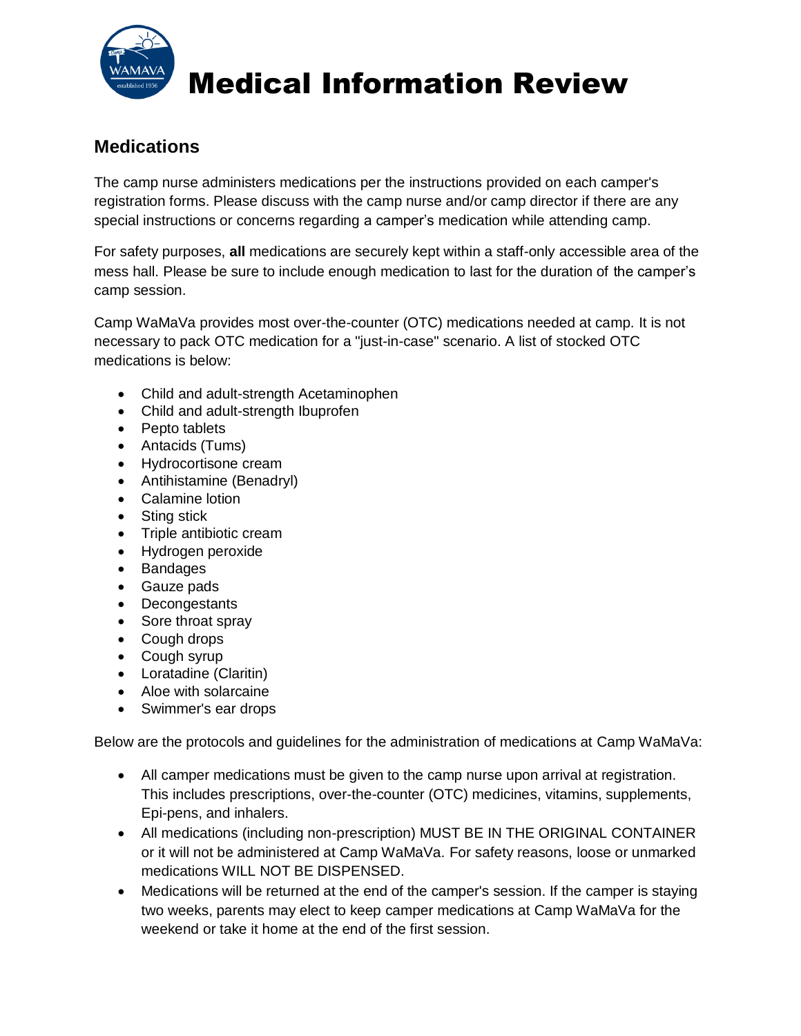# Medical Information Review

## Medications

The camp nurse administers medications per the instructions provided on each camper's registration forms. Please discuss with the camp nurse and/or camp director if there are any special instructions or concerns regarding a camper's medication while attending camp.

For safety purposes, **all** medications are securely kept within a staff-only accessible area of the mess hall. Please be sure to include enough medication to last for the duration of the camper's camp session.

Camp WaMaVa provides most over-the-counter (OTC) medications needed at camp. It is not necessary to pack OTC medication for a "just-in-case" scenario. A list of stocked OTC medications is below:

- Child and adult-strength Acetaminophen
- Child and adult-strength Ibuprofen
- Pepto tablets
- Antacids (Tums)
- Hydrocortisone cream
- Antihistamine (Benadryl)
- Calamine lotion
- Sting stick
- Triple antibiotic cream
- Hydrogen peroxide
- Bandages
- Gauze pads
- Decongestants
- Sore throat spray
- Cough drops
- Cough syrup
- Loratadine (Claritin)
- Aloe with solarcaine
- Swimmer's ear drops

Below are the protocols and guidelines for the administration of medications at Camp WaMaVa:

- All camper medications must be given to the camp nurse upon arrival at registration. This includes prescriptions, over-the-counter (OTC) medicines, vitamins, supplements, Epi-pens, and inhalers.
- All medications (including non-prescription) MUST BE IN THE ORIGINAL CONTAINER or it will not be administered at Camp WaMaVa. For safety reasons, loose or unmarked medications WILL NOT BE DISPENSED.
- Medications will be returned at the end of the camper's session. If the camper is staying two weeks, parents may elect to keep camper medications at Camp WaMaVa for the weekend or take it home at the end of the first session.